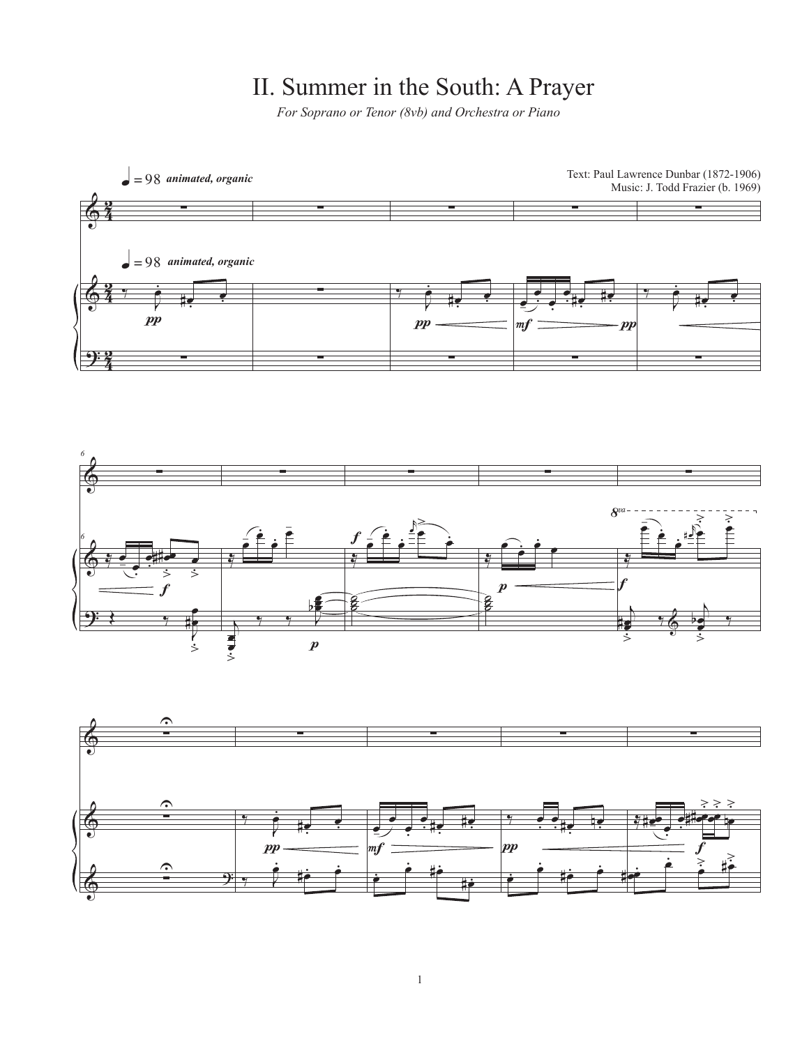# II. Summer in the South: A Prayer

*For Soprano or Tenor (8vb) and Orchestra or Piano*

Text: Paul Lawrence Dunbar (1872-1906)
Music: J. Todd Frazier (b. 1969)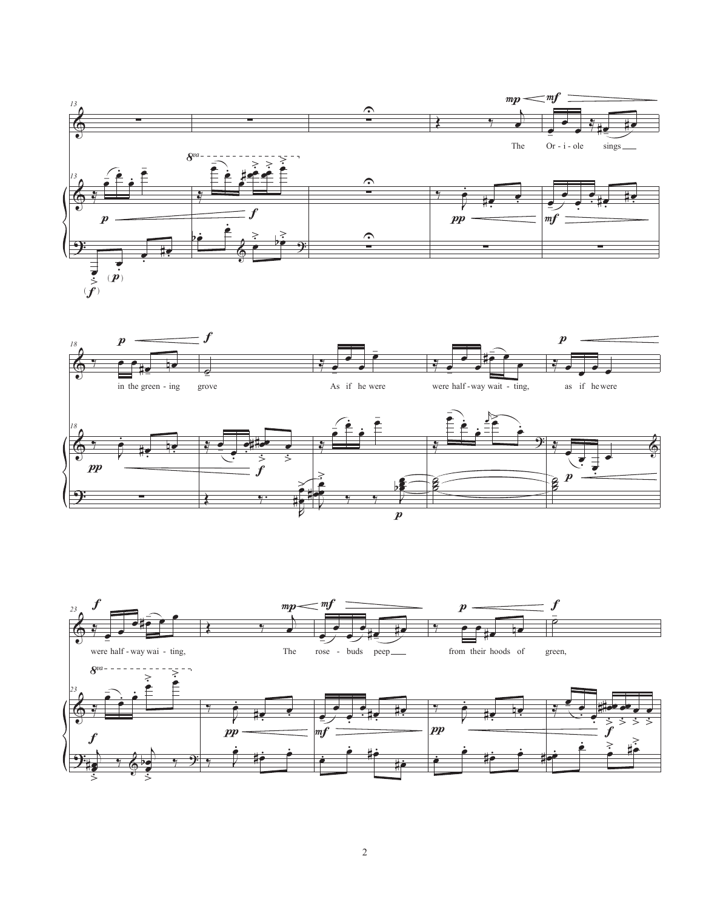The Or - i - ole sings in the green - ing grove As if he were were half - way wait - ting, as if he were were half - way wai - ting, The rose - buds peep from their hoods of green,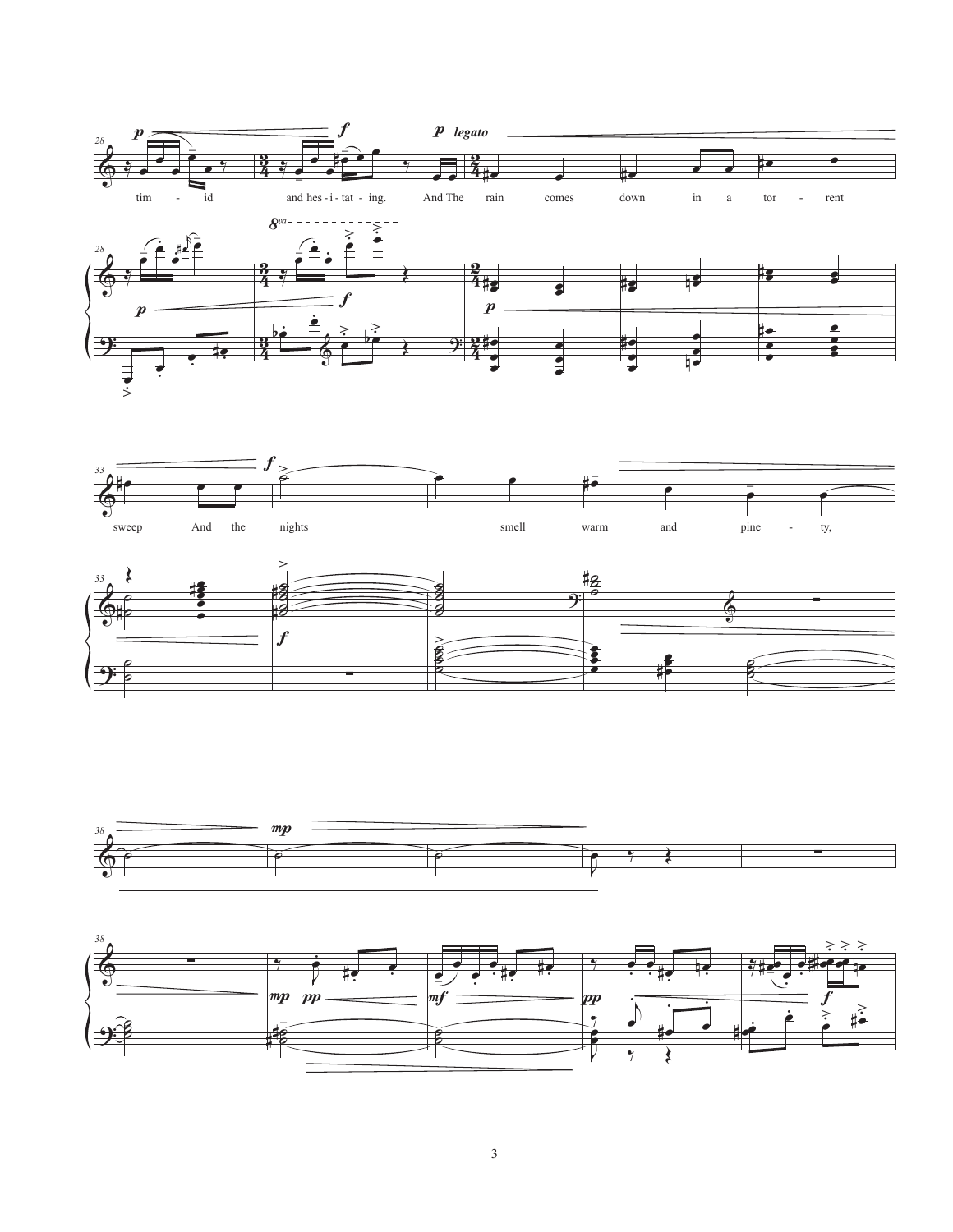tim - id and hes - i - tat - ing. And The rain comes down in a tor - rent

sweep And the nights smell warm and pine - ty,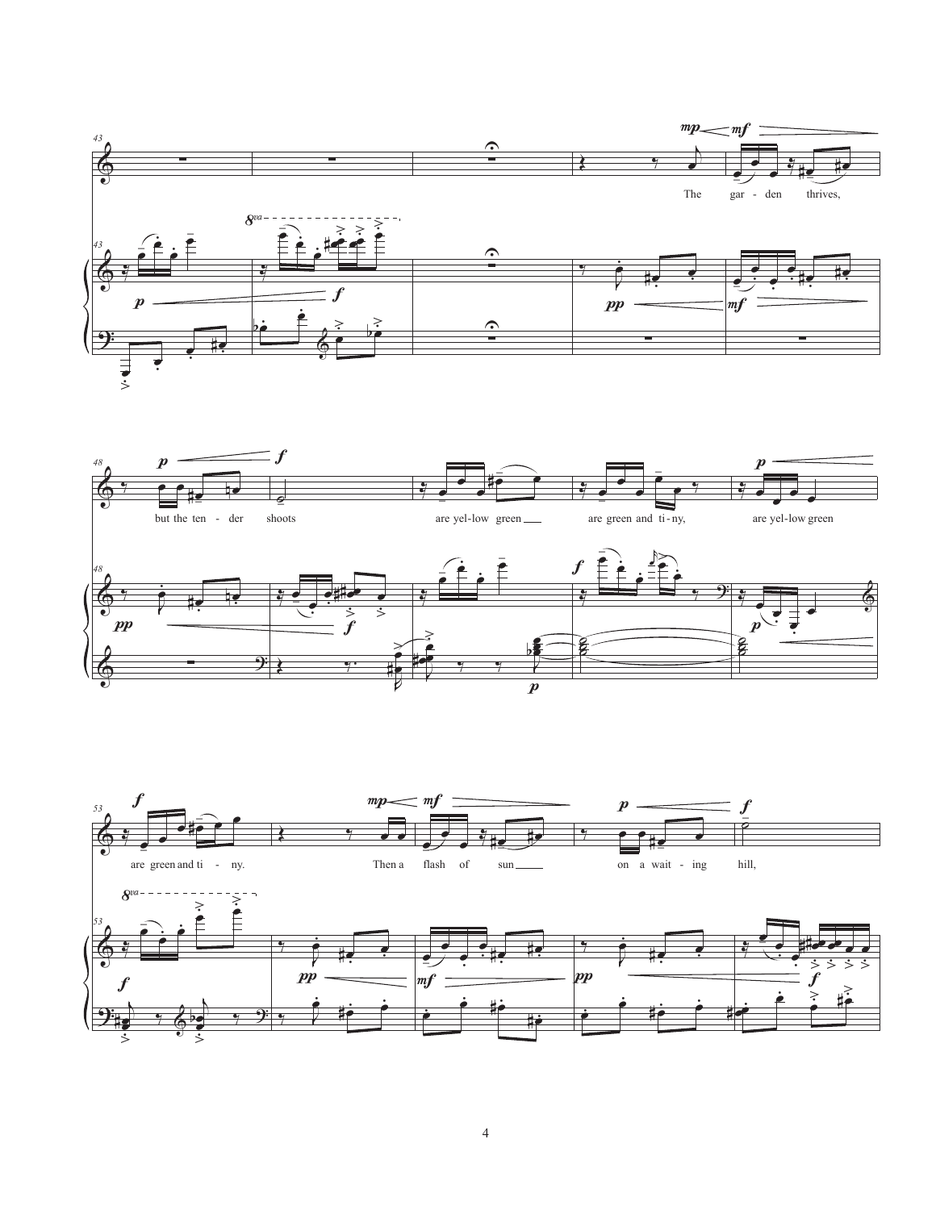The garden thrives,

but the tender shoots are yellow green are green and tiny, are yellow green

are green and tiny. Then a flash of sun on a waiting hill,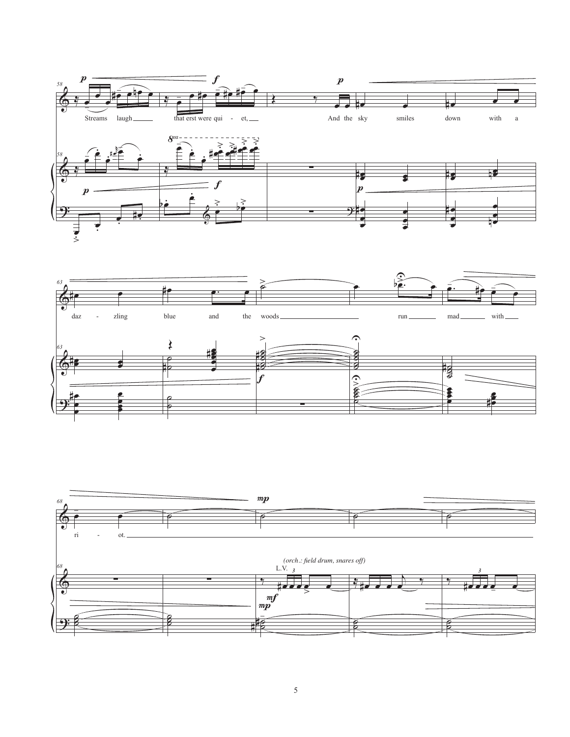Streams laugh that erst were qui - et, And the sky smiles down with a

daz - zling blue and the woods run mad with ri - ot.

*(orch.: field drum, snares off)*

L.V.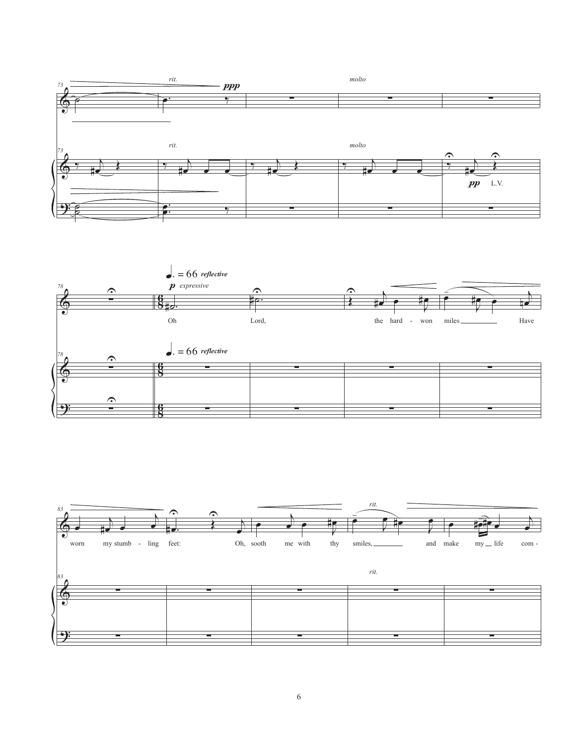73 *rit.* **ppp** *molto*

73 *rit.* *molto* **pp** L.V.

78 ♩. = 66 *reflective* **p** *expressive*

Oh Lord, the hard - won miles Have

78 ♩. = 66 *reflective*

83 *rit.*

worn my stumb - ling feet: Oh, sooth me with thy smiles, and make my life com -

83 *rit.*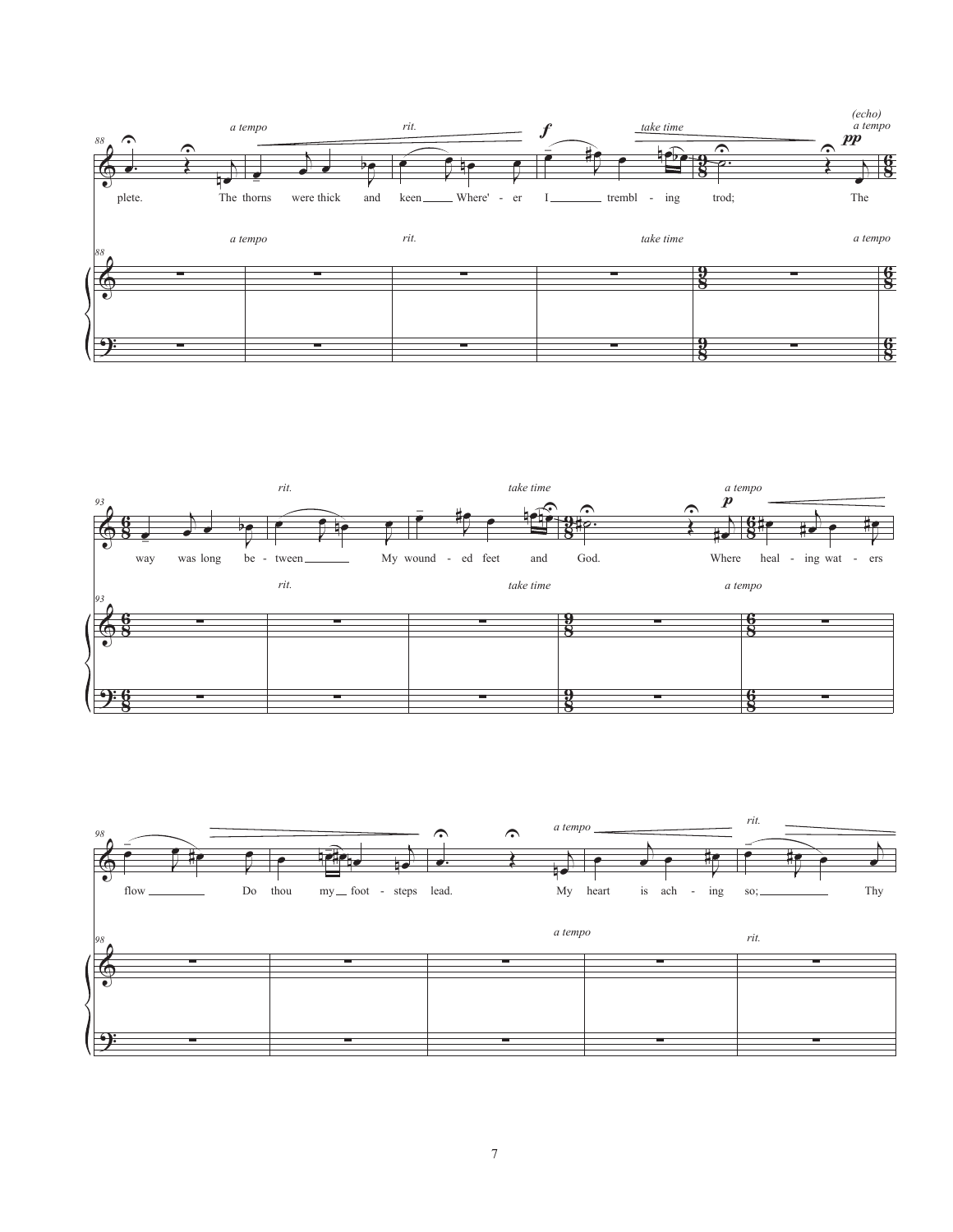*a tempo* — *rit.* — *take time* — *(echo) a tempo*

plete. The thorns were thick and keen Where'-er I trembl-ing trod; The

way was long be-tween My wound-ed feet and God.

*rit.* — *take time* — *a tempo*

Where heal-ing wat-ers flow Do thou my foot-steps lead.

*a tempo* — *rit.*

My heart is ach-ing so; Thy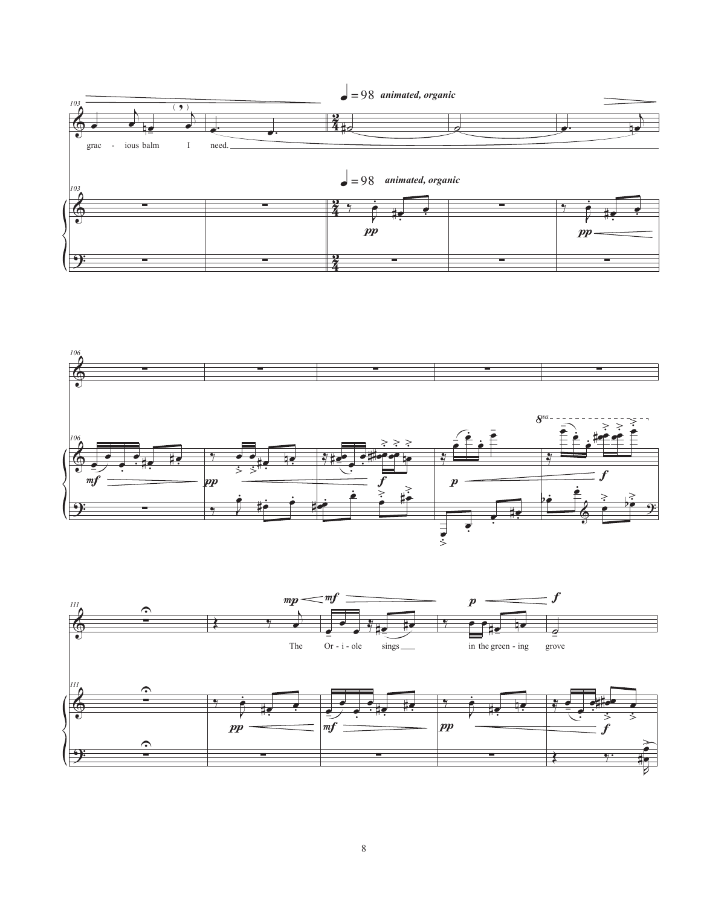♩ = 98 *animated, organic*

grac - ious balm I need.

The Or - i - ole sings in the green - ing grove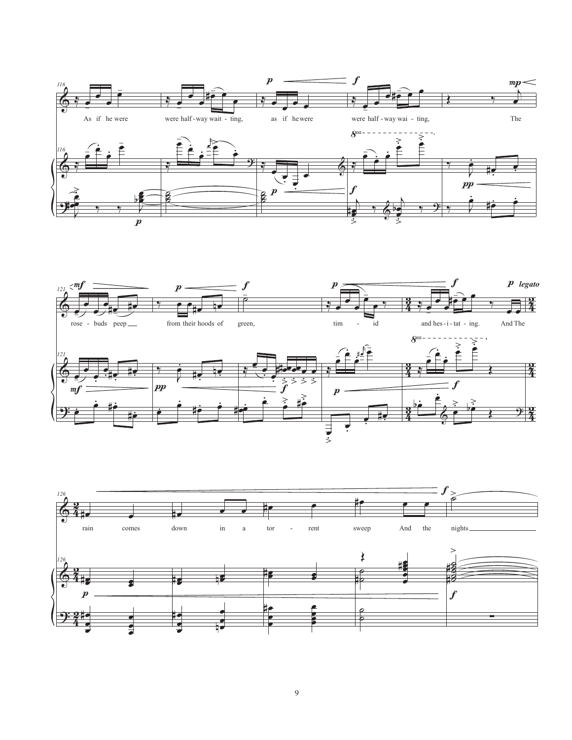As if he were were half-way wait - ting, as if he were were half-way wai - ting, The

rose - buds peep from their hoods of green, tim - id and hes - i - tat - ing. And The

rain comes down in a tor - rent sweep And the nights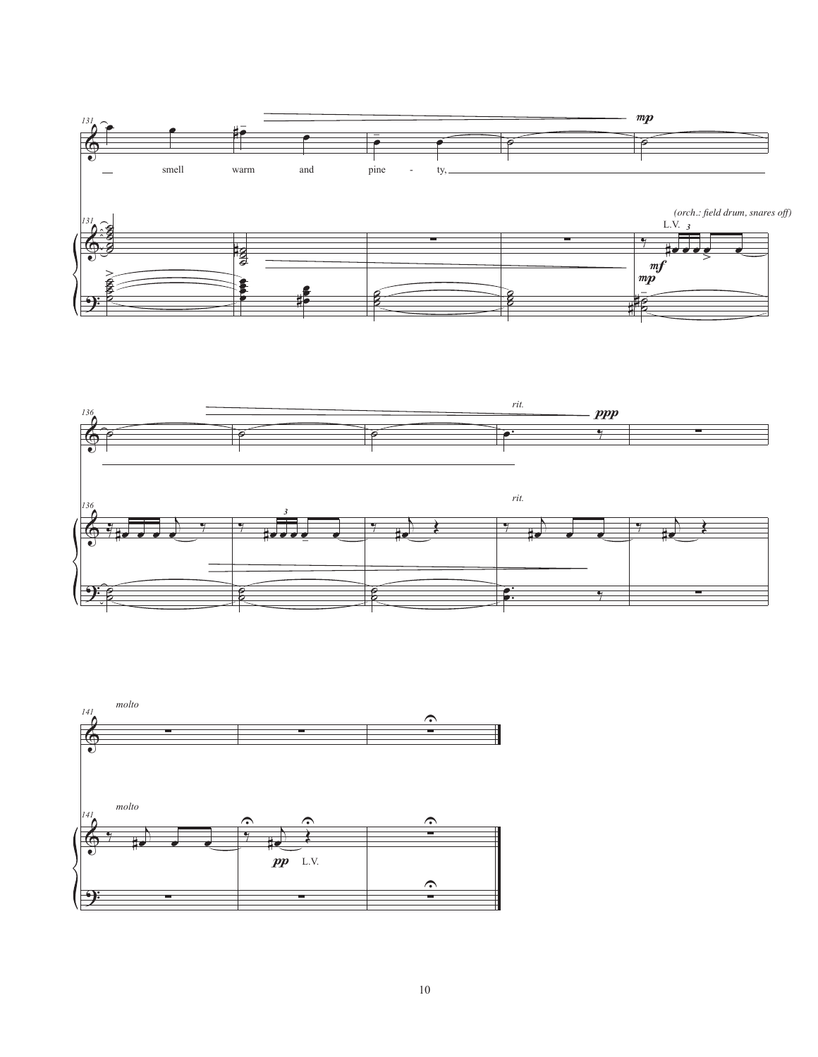131

smell warm and pine - ty,

*mp*

*(orch.: field drum, snares off)*

L.V.

*mf*

*mp*

136

*rit.*

*ppp*

*rit.*

141

*molto*

*molto*

*pp* L.V.